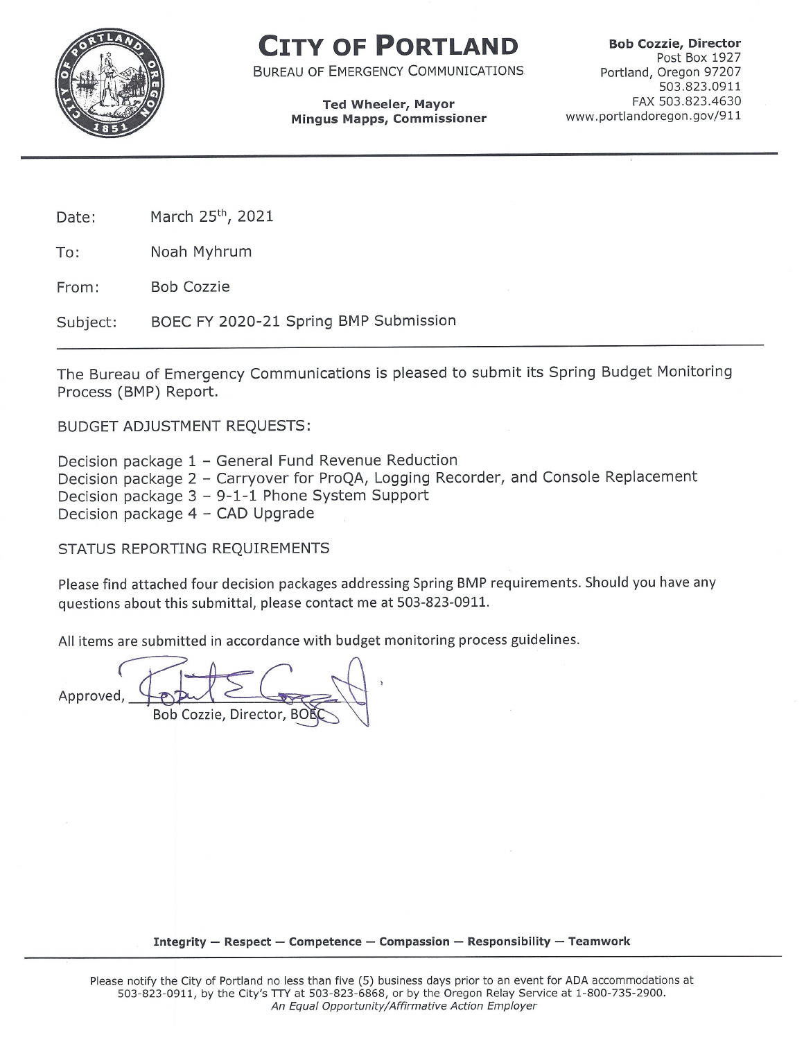# CITY OF PORTLAND

BUREAU OF EMERGENCY COMMUNICATIONS

**Ted Wheeler, Mayor**
**Mingus Mapps, Commissioner**

**Bob Cozzie, Director**
Post Box 1927
Portland, Oregon 97207
503.823.0911
FAX 503.823.4630
www.portlandoregon.gov/911

---

Date: March 25th, 2021

To: Noah Myhrum

From: Bob Cozzie

Subject: BOEC FY 2020-21 Spring BMP Submission

---

The Bureau of Emergency Communications is pleased to submit its Spring Budget Monitoring Process (BMP) Report.

BUDGET ADJUSTMENT REQUESTS:

Decision package 1 – General Fund Revenue Reduction
Decision package 2 – Carryover for ProQA, Logging Recorder, and Console Replacement
Decision package 3 – 9-1-1 Phone System Support
Decision package 4 – CAD Upgrade

STATUS REPORTING REQUIREMENTS

Please find attached four decision packages addressing Spring BMP requirements. Should you have any questions about this submittal, please contact me at 503-823-0911.

All items are submitted in accordance with budget monitoring process guidelines.

Approved, ____________________
Bob Cozzie, Director, BOEC

**Integrity — Respect — Competence — Compassion — Responsibility — Teamwork**

Please notify the City of Portland no less than five (5) business days prior to an event for ADA accommodations at 503-823-0911, by the City's TTY at 503-823-6868, or by the Oregon Relay Service at 1-800-735-2900.
*An Equal Opportunity/Affirmative Action Employer*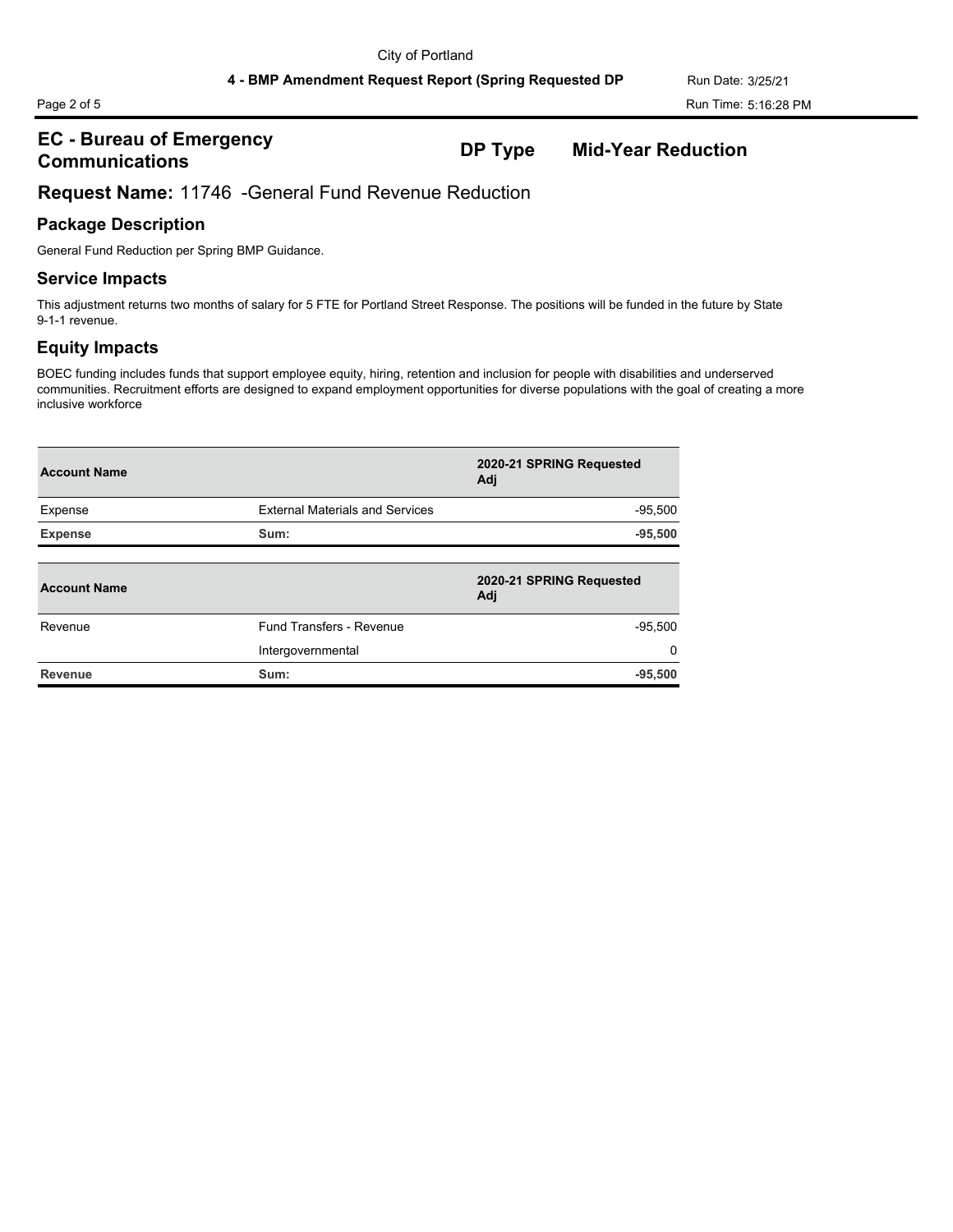## EC - Bureau of Emergency Communications

**DP Type** **Mid-Year Reduction**

## Request Name: 11746 -General Fund Revenue Reduction

### Package Description

General Fund Reduction per Spring BMP Guidance.

### Service Impacts

This adjustment returns two months of salary for 5 FTE for Portland Street Response. The positions will be funded in the future by State 9-1-1 revenue.

### Equity Impacts

BOEC funding includes funds that support employee equity, hiring, retention and inclusion for people with disabilities and underserved communities. Recruitment efforts are designed to expand employment opportunities for diverse populations with the goal of creating a more inclusive workforce

| Account Name | | 2020-21 SPRING Requested Adj |
|---|---|---|
| Expense | External Materials and Services | -95,500 |
| **Expense** | **Sum:** | **-95,500** |

| Account Name | | 2020-21 SPRING Requested Adj |
|---|---|---|
| Revenue | Fund Transfers - Revenue | -95,500 |
| | Intergovernmental | 0 |
| **Revenue** | **Sum:** | **-95,500** |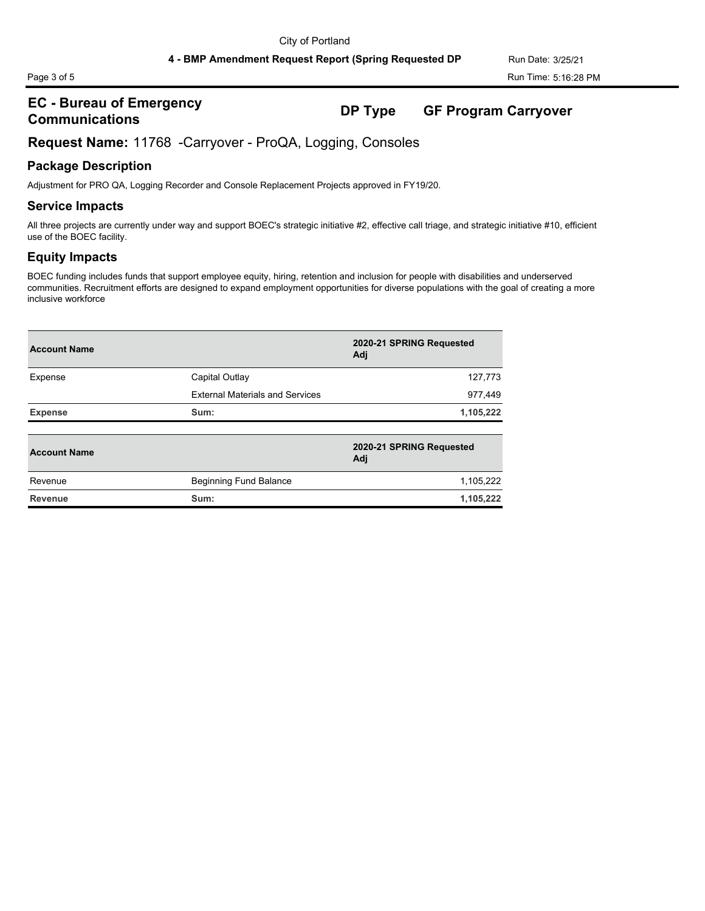## EC - Bureau of Emergency Communications

**DP Type** GF Program Carryover

## Request Name: 11768 -Carryover - ProQA, Logging, Consoles

### Package Description

Adjustment for PRO QA, Logging Recorder and Console Replacement Projects approved in FY19/20.

### Service Impacts

All three projects are currently under way and support BOEC's strategic initiative #2, effective call triage, and strategic initiative #10, efficient use of the BOEC facility.

### Equity Impacts

BOEC funding includes funds that support employee equity, hiring, retention and inclusion for people with disabilities and underserved communities. Recruitment efforts are designed to expand employment opportunities for diverse populations with the goal of creating a more inclusive workforce

| Account Name | | 2020-21 SPRING Requested Adj |
|---|---|---|
| Expense | Capital Outlay | 127,773 |
| | External Materials and Services | 977,449 |
| **Expense** | **Sum:** | **1,105,222** |

| Account Name | | 2020-21 SPRING Requested Adj |
|---|---|---|
| Revenue | Beginning Fund Balance | 1,105,222 |
| **Revenue** | **Sum:** | **1,105,222** |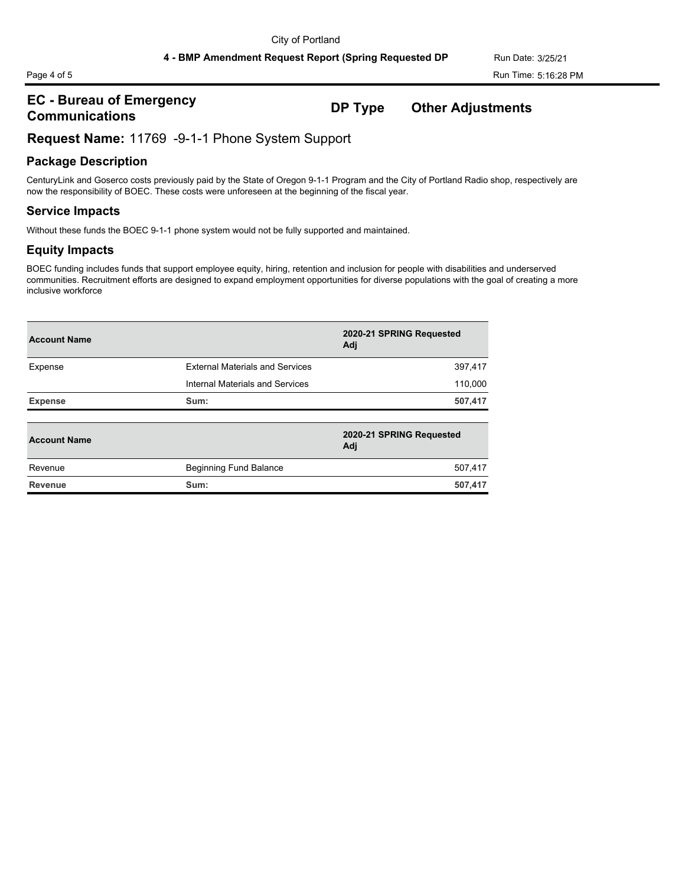## EC - Bureau of Emergency Communications

**DP Type** **Other Adjustments**

## Request Name: 11769 -9-1-1 Phone System Support

### Package Description

CenturyLink and Goserco costs previously paid by the State of Oregon 9-1-1 Program and the City of Portland Radio shop, respectively are now the responsibility of BOEC. These costs were unforeseen at the beginning of the fiscal year.

### Service Impacts

Without these funds the BOEC 9-1-1 phone system would not be fully supported and maintained.

### Equity Impacts

BOEC funding includes funds that support employee equity, hiring, retention and inclusion for people with disabilities and underserved communities. Recruitment efforts are designed to expand employment opportunities for diverse populations with the goal of creating a more inclusive workforce

| Account Name | | 2020-21 SPRING Requested Adj |
|---|---|---|
| Expense | External Materials and Services | 397,417 |
| | Internal Materials and Services | 110,000 |
| **Expense** | **Sum:** | **507,417** |

| Account Name | | 2020-21 SPRING Requested Adj |
|---|---|---|
| Revenue | Beginning Fund Balance | 507,417 |
| **Revenue** | **Sum:** | **507,417** |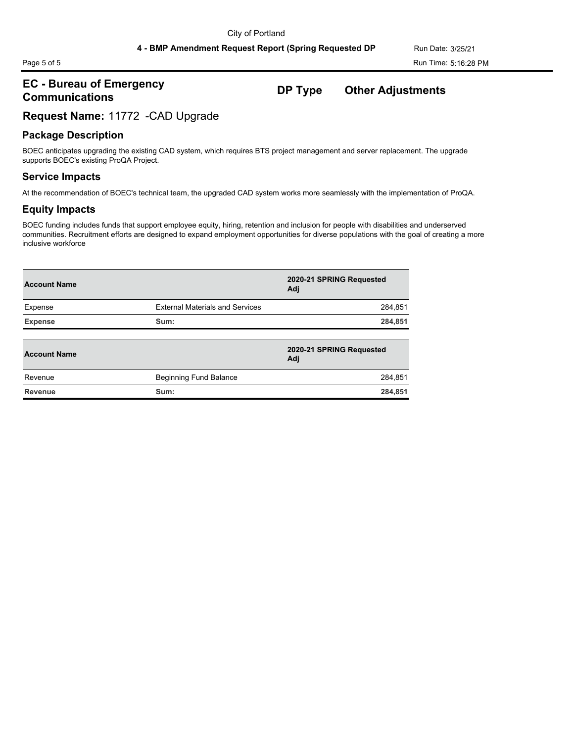## EC - Bureau of Emergency Communications

**DP Type** **Other Adjustments**

## Request Name: 11772 -CAD Upgrade

### Package Description

BOEC anticipates upgrading the existing CAD system, which requires BTS project management and server replacement. The upgrade supports BOEC's existing ProQA Project.

### Service Impacts

At the recommendation of BOEC's technical team, the upgraded CAD system works more seamlessly with the implementation of ProQA.

### Equity Impacts

BOEC funding includes funds that support employee equity, hiring, retention and inclusion for people with disabilities and underserved communities. Recruitment efforts are designed to expand employment opportunities for diverse populations with the goal of creating a more inclusive workforce

| Account Name | | 2020-21 SPRING Requested Adj |
|---|---|---:|
| Expense | External Materials and Services | 284,851 |
| **Expense** | **Sum:** | **284,851** |

| Account Name | | 2020-21 SPRING Requested Adj |
|---|---|---:|
| Revenue | Beginning Fund Balance | 284,851 |
| **Revenue** | **Sum:** | **284,851** |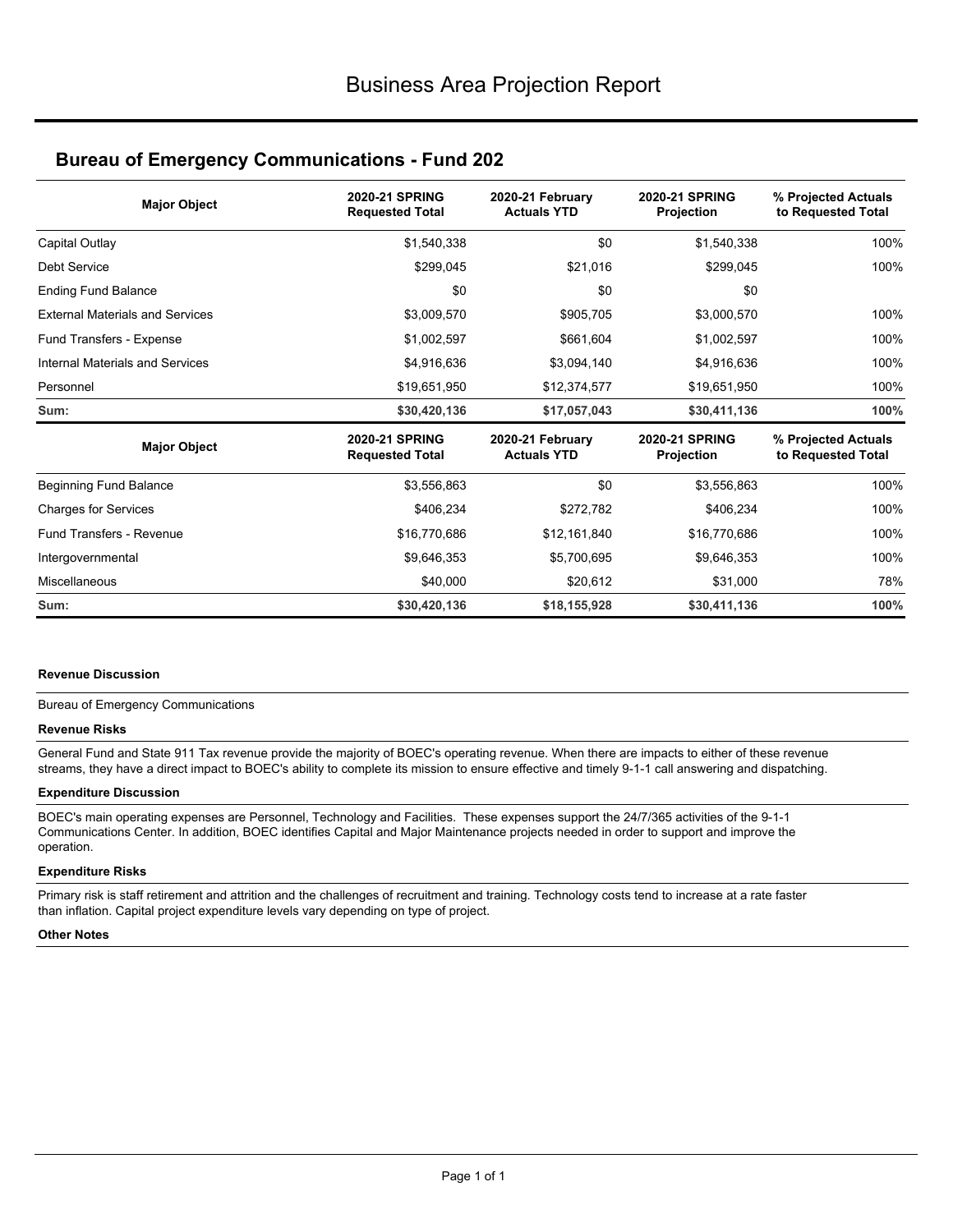# Business Area Projection Report

## Bureau of Emergency Communications - Fund 202

| Major Object | 2020-21 SPRING Requested Total | 2020-21 February Actuals YTD | 2020-21 SPRING Projection | % Projected Actuals to Requested Total |
|---|---|---|---|---|
| Capital Outlay | $1,540,338 | $0 | $1,540,338 | 100% |
| Debt Service | $299,045 | $21,016 | $299,045 | 100% |
| Ending Fund Balance | $0 | $0 | $0 | |
| External Materials and Services | $3,009,570 | $905,705 | $3,000,570 | 100% |
| Fund Transfers - Expense | $1,002,597 | $661,604 | $1,002,597 | 100% |
| Internal Materials and Services | $4,916,636 | $3,094,140 | $4,916,636 | 100% |
| Personnel | $19,651,950 | $12,374,577 | $19,651,950 | 100% |
| **Sum:** | **$30,420,136** | **$17,057,043** | **$30,411,136** | **100%** |

| Major Object | 2020-21 SPRING Requested Total | 2020-21 February Actuals YTD | 2020-21 SPRING Projection | % Projected Actuals to Requested Total |
|---|---|---|---|---|
| Beginning Fund Balance | $3,556,863 | $0 | $3,556,863 | 100% |
| Charges for Services | $406,234 | $272,782 | $406,234 | 100% |
| Fund Transfers - Revenue | $16,770,686 | $12,161,840 | $16,770,686 | 100% |
| Intergovernmental | $9,646,353 | $5,700,695 | $9,646,353 | 100% |
| Miscellaneous | $40,000 | $20,612 | $31,000 | 78% |
| **Sum:** | **$30,420,136** | **$18,155,928** | **$30,411,136** | **100%** |

**Revenue Discussion**

Bureau of Emergency Communications

**Revenue Risks**

General Fund and State 911 Tax revenue provide the majority of BOEC's operating revenue. When there are impacts to either of these revenue streams, they have a direct impact to BOEC's ability to complete its mission to ensure effective and timely 9-1-1 call answering and dispatching.

**Expenditure Discussion**

BOEC's main operating expenses are Personnel, Technology and Facilities. These expenses support the 24/7/365 activities of the 9-1-1 Communications Center. In addition, BOEC identifies Capital and Major Maintenance projects needed in order to support and improve the operation.

**Expenditure Risks**

Primary risk is staff retirement and attrition and the challenges of recruitment and training. Technology costs tend to increase at a rate faster than inflation. Capital project expenditure levels vary depending on type of project.

**Other Notes**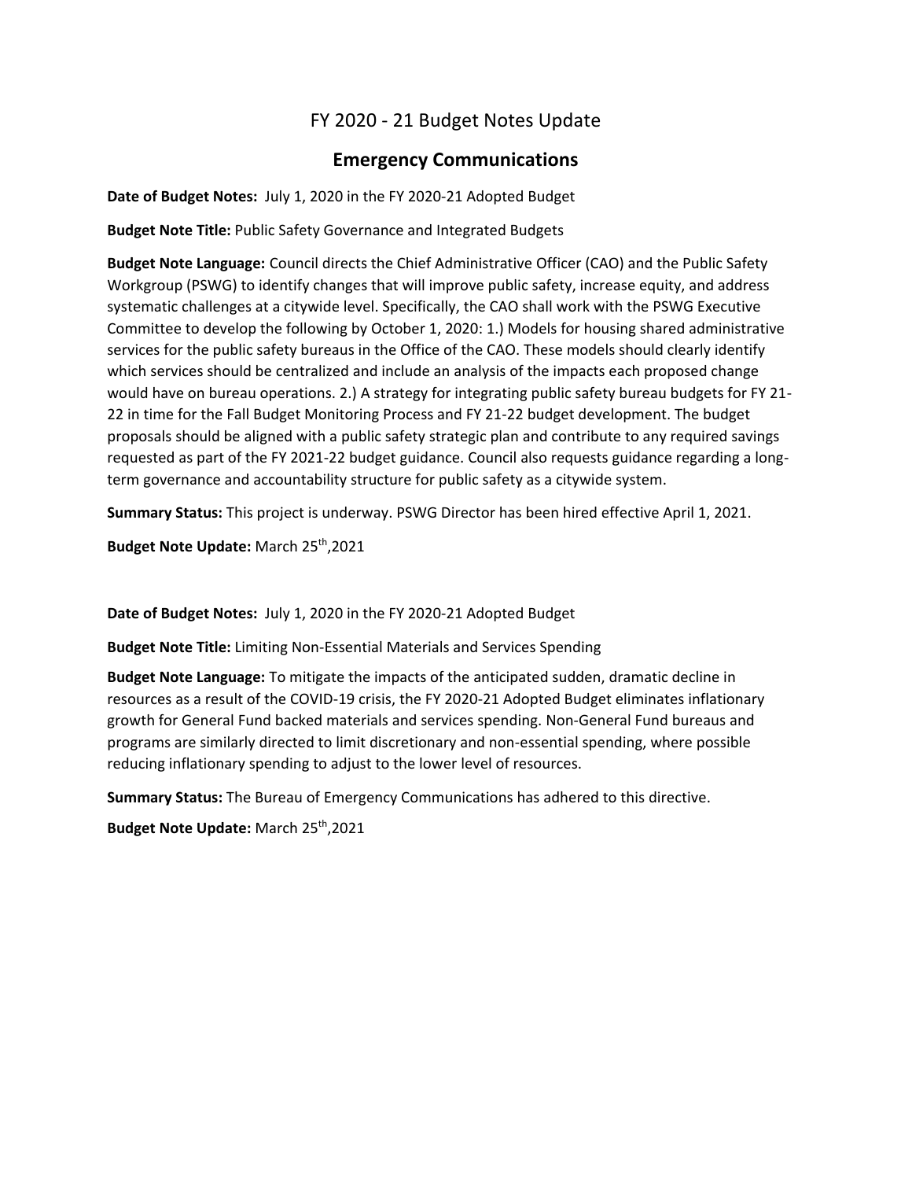# FY 2020 - 21 Budget Notes Update

## Emergency Communications

**Date of Budget Notes:** July 1, 2020 in the FY 2020-21 Adopted Budget

**Budget Note Title:** Public Safety Governance and Integrated Budgets

**Budget Note Language:** Council directs the Chief Administrative Officer (CAO) and the Public Safety Workgroup (PSWG) to identify changes that will improve public safety, increase equity, and address systematic challenges at a citywide level. Specifically, the CAO shall work with the PSWG Executive Committee to develop the following by October 1, 2020: 1.) Models for housing shared administrative services for the public safety bureaus in the Office of the CAO. These models should clearly identify which services should be centralized and include an analysis of the impacts each proposed change would have on bureau operations. 2.) A strategy for integrating public safety bureau budgets for FY 21-22 in time for the Fall Budget Monitoring Process and FY 21-22 budget development. The budget proposals should be aligned with a public safety strategic plan and contribute to any required savings requested as part of the FY 2021-22 budget guidance. Council also requests guidance regarding a long-term governance and accountability structure for public safety as a citywide system.

**Summary Status:** This project is underway. PSWG Director has been hired effective April 1, 2021.

**Budget Note Update:** March 25th,2021

**Date of Budget Notes:** July 1, 2020 in the FY 2020-21 Adopted Budget

**Budget Note Title:** Limiting Non-Essential Materials and Services Spending

**Budget Note Language:** To mitigate the impacts of the anticipated sudden, dramatic decline in resources as a result of the COVID-19 crisis, the FY 2020-21 Adopted Budget eliminates inflationary growth for General Fund backed materials and services spending. Non-General Fund bureaus and programs are similarly directed to limit discretionary and non-essential spending, where possible reducing inflationary spending to adjust to the lower level of resources.

**Summary Status:** The Bureau of Emergency Communications has adhered to this directive.

**Budget Note Update:** March 25th,2021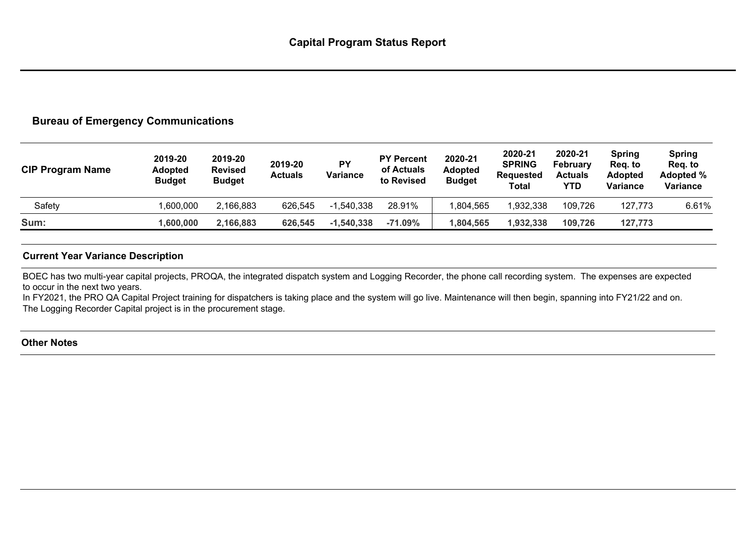## Capital Program Status Report

### Bureau of Emergency Communications

| CIP Program Name | 2019-20 Adopted Budget | 2019-20 Revised Budget | 2019-20 Actuals | PY Variance | PY Percent of Actuals to Revised | 2020-21 Adopted Budget | 2020-21 SPRING Requested Total | 2020-21 February Actuals YTD | Spring Req. to Adopted Variance | Spring Req. to Adopted % Variance |
|---|---|---|---|---|---|---|---|---|---|---|
| Safety | 1,600,000 | 2,166,883 | 626,545 | -1,540,338 | 28.91% | 1,804,565 | 1,932,338 | 109,726 | 127,773 | 6.61% |
| **Sum:** | **1,600,000** | **2,166,883** | **626,545** | **-1,540,338** | **-71.09%** | **1,804,565** | **1,932,338** | **109,726** | **127,773** | |

#### Current Year Variance Description

BOEC has two multi-year capital projects, PROQA, the integrated dispatch system and Logging Recorder, the phone call recording system. The expenses are expected to occur in the next two years.
In FY2021, the PRO QA Capital Project training for dispatchers is taking place and the system will go live. Maintenance will then begin, spanning into FY21/22 and on.
The Logging Recorder Capital project is in the procurement stage.

#### Other Notes